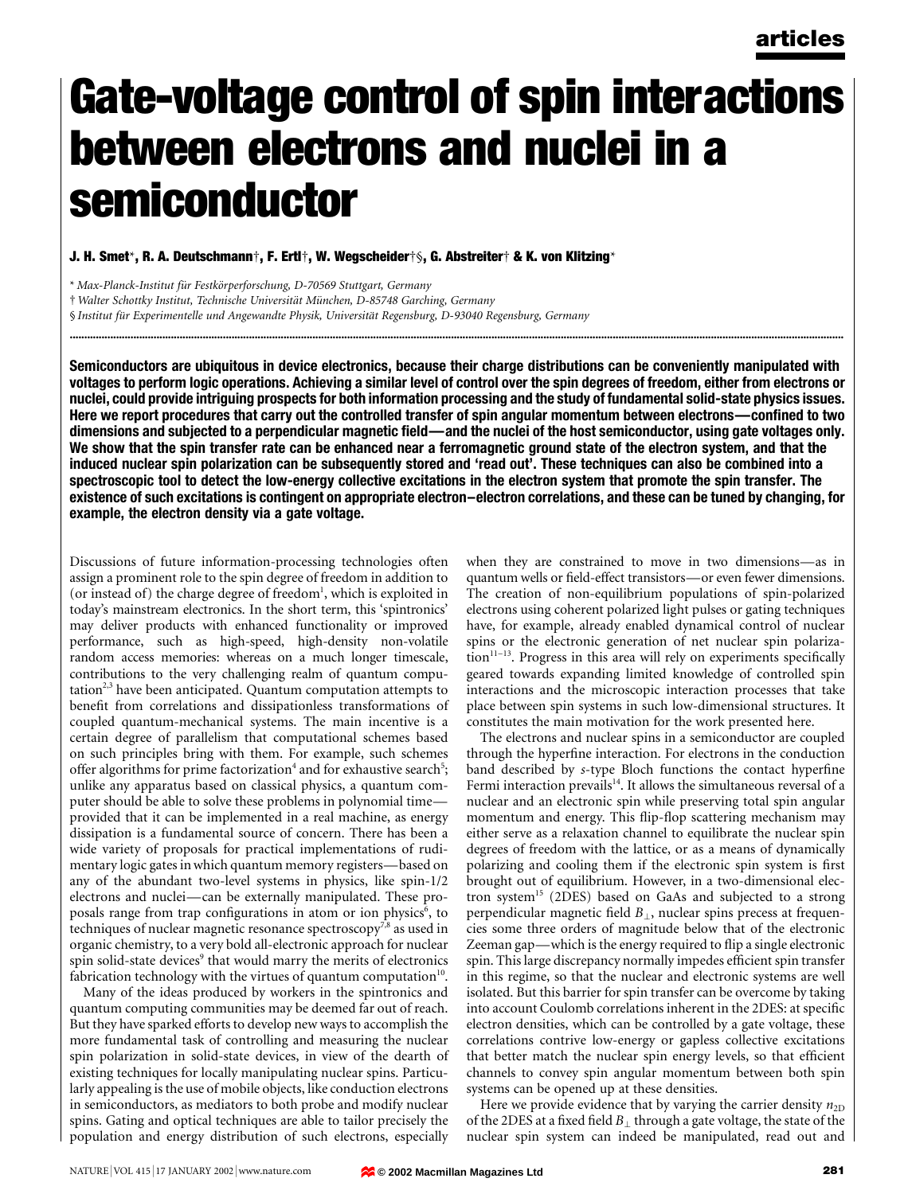# Gate-voltage control of spin interactions between electrons and nuclei in a semiconductor

**J. H. Smet\*, R. A. Deutschmann†, F. Ertl†, W. Wegscheider†§, G. Abstreiter† & K. von Klitzing\***

\* *Max-Planck-Institut für Festkörperforschung, D-70569 Stuttgart, Germany*

† *Walter Schottky Institut, Technische Universität München, D-85748 Garching, Germany*

§ *Institut für Experimentelle und Angewandte Physik, Universität Regensburg, D-93040 Regensburg, Germany*

**Semiconductors are ubiquitous in device electronics, because their charge distributions can be conveniently manipulated with voltages to perform logic operations. Achieving a similar level of control over the spin degrees of freedom, either from electrons or nuclei, could provide intriguing prospects for both information processing and the study of fundamental solid-state physics issues. Here we report procedures that carry out the controlled transfer of spin angular momentum between electrons—confined to two dimensions and subjected to a perpendicular magnetic field—and the nuclei of the host semiconductor, using gate voltages only. We show that the spin transfer rate can be enhanced near a ferromagnetic ground state of the electron system, and that the induced nuclear spin polarization can be subsequently stored and 'read out'. These techniques can also be combined into a spectroscopic tool to detect the low-energy collective excitations in the electron system that promote the spin transfer. The existence of such excitations is contingent on appropriate electron–electron correlations, and these can be tuned by changing, for example, the electron density via a gate voltage.**

Discussions of future information-processing technologies often assign a prominent role to the spin degree of freedom in addition to (or instead of) the charge degree of freedom[1], which is exploited in today's mainstream electronics. In the short term, this 'spintronics' may deliver products with enhanced functionality or improved performance, such as high-speed, high-density non-volatile random access memories: whereas on a much longer timescale, contributions to the very challenging realm of quantum computation[2,3] have been anticipated. Quantum computation attempts to benefit from correlations and dissipationless transformations of coupled quantum-mechanical systems. The main incentive is a certain degree of parallelism that computational schemes based on such principles bring with them. For example, such schemes offer algorithms for prime factorization[4] and for exhaustive search[5]; unlike any apparatus based on classical physics, a quantum computer should be able to solve these problems in polynomial time—provided that it can be implemented in a real machine, as energy dissipation is a fundamental source of concern. There has been a wide variety of proposals for practical implementations of rudimentary logic gates in which quantum memory registers—based on any of the abundant two-level systems in physics, like spin-1/2 electrons and nuclei—can be externally manipulated. These proposals range from trap configurations in atom or ion physics[6], to techniques of nuclear magnetic resonance spectroscopy[7,8] as used in organic chemistry, to a very bold all-electronic approach for nuclear spin solid-state devices[9] that would marry the merits of electronics fabrication technology with the virtues of quantum computation[10].

Many of the ideas produced by workers in the spintronics and quantum computing communities may be deemed far out of reach. But they have sparked efforts to develop new ways to accomplish the more fundamental task of controlling and measuring the nuclear spin polarization in solid-state devices, in view of the dearth of existing techniques for locally manipulating nuclear spins. Particularly appealing is the use of mobile objects, like conduction electrons in semiconductors, as mediators to both probe and modify nuclear spins. Gating and optical techniques are able to tailor precisely the population and energy distribution of such electrons, especially when they are constrained to move in two dimensions—as in quantum wells or field-effect transistors—or even fewer dimensions. The creation of non-equilibrium populations of spin-polarized electrons using coherent polarized light pulses or gating techniques have, for example, already enabled dynamical control of nuclear spins or the electronic generation of net nuclear spin polarization[11–13]. Progress in this area will rely on experiments specifically geared towards expanding limited knowledge of controlled spin interactions and the microscopic interaction processes that take place between spin systems in such low-dimensional structures. It constitutes the main motivation for the work presented here.

The electrons and nuclear spins in a semiconductor are coupled through the hyperfine interaction. For electrons in the conduction band described by *s*-type Bloch functions the contact hyperfine Fermi interaction prevails[14]. It allows the simultaneous reversal of a nuclear and an electronic spin while preserving total spin angular momentum and energy. This flip-flop scattering mechanism may either serve as a relaxation channel to equilibrate the nuclear spin degrees of freedom with the lattice, or as a means of dynamically polarizing and cooling them if the electronic spin system is first brought out of equilibrium. However, in a two-dimensional electron system[15] (2DES) based on GaAs and subjected to a strong perpendicular magnetic field $B_\perp$, nuclear spins precess at frequencies some three orders of magnitude below that of the electronic Zeeman gap—which is the energy required to flip a single electronic spin. This large discrepancy normally impedes efficient spin transfer in this regime, so that the nuclear and electronic systems are well isolated. But this barrier for spin transfer can be overcome by taking into account Coulomb correlations inherent in the 2DES: at specific electron densities, which can be controlled by a gate voltage, these correlations contrive low-energy or gapless collective excitations that better match the nuclear spin energy levels, so that efficient channels to convey spin angular momentum between both spin systems can be opened up at these densities.

Here we provide evidence that by varying the carrier density $n_{2D}$ of the 2DES at a fixed field $B_\perp$ through a gate voltage, the state of the nuclear spin system can indeed be manipulated, read out and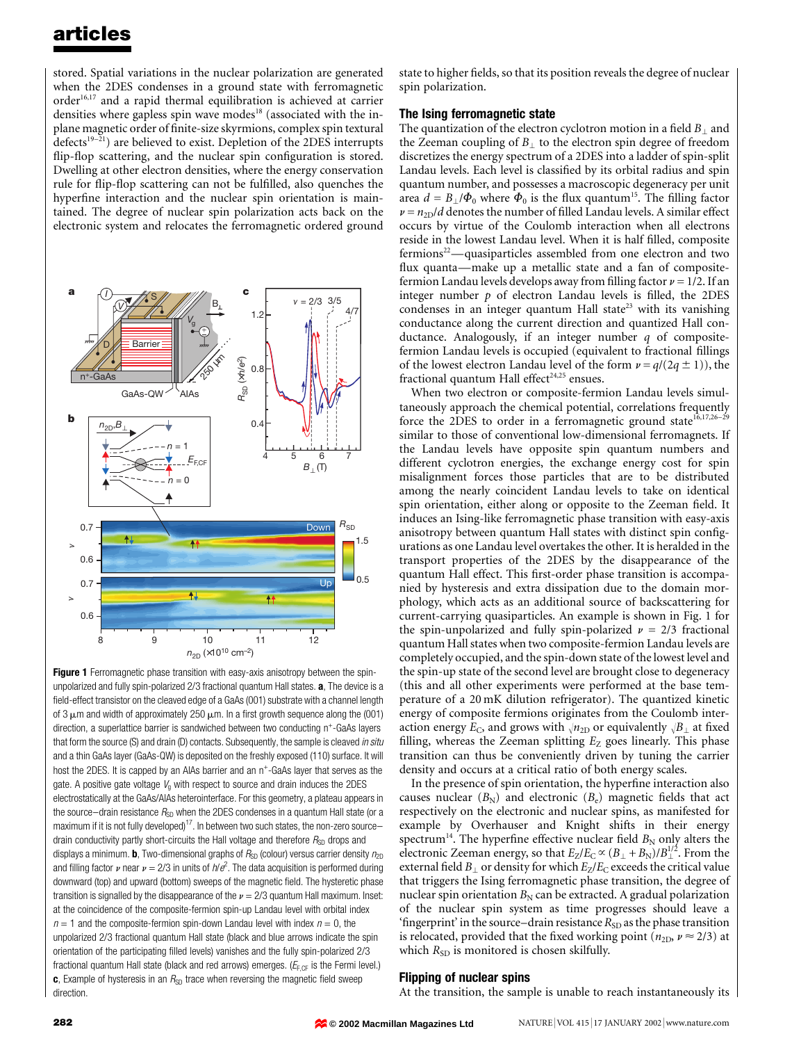stored. Spatial variations in the nuclear polarization are generated when the 2DES condenses in a ground state with ferromagnetic order[16,17] and a rapid thermal equilibration is achieved at carrier densities where gapless spin wave modes[18] (associated with the in-plane magnetic order of finite-size skyrmions, complex spin textural defects[19–21]) are believed to exist. Depletion of the 2DES interrupts flip-flop scattering, and the nuclear spin configuration is stored. Dwelling at other electron densities, where the energy conservation rule for flip-flop scattering can not be fulfilled, also quenches the hyperfine interaction and the nuclear spin orientation is maintained. The degree of nuclear spin polarization acts back on the electronic system and relocates the ferromagnetic ordered ground state to higher fields, so that its position reveals the degree of nuclear spin polarization.

**Figure 1** Ferromagnetic phase transition with easy-axis anisotropy between the spin-unpolarized and fully spin-polarized 2/3 fractional quantum Hall states. **a**, The device is a field-effect transistor on the cleaved edge of a GaAs (001) substrate with a channel length of 3 μm and width of approximately 250 μm. In a first growth sequence along the (001) direction, a superlattice barrier is sandwiched between two conducting n$^+$-GaAs layers that form the source (S) and drain (D) contacts. Subsequently, the sample is cleaved *in situ* and a thin GaAs layer (GaAs-QW) is deposited on the freshly exposed (110) surface. It will host the 2DES. It is capped by an AlAs barrier and an n$^+$-GaAs layer that serves as the gate. A positive gate voltage $V_g$ with respect to source and drain induces the 2DES electrostatically at the GaAs/AlAs heterointerface. For this geometry, a plateau appears in the source–drain resistance $R_{SD}$ when the 2DES condenses in a quantum Hall state (or a maximum if it is not fully developed)[17]. In between two such states, the non-zero source–drain conductivity partly short-circuits the Hall voltage and therefore $R_{SD}$ drops and displays a minimum. **b**, Two-dimensional graphs of $R_{SD}$ (colour) versus carrier density $n_{2D}$ and filling factor $\nu$ near $\nu = 2/3$ in units of $h/e^2$. The data acquisition is performed during downward (top) and upward (bottom) sweeps of the magnetic field. The hysteretic phase transition is signalled by the disappearance of the $\nu = 2/3$ quantum Hall maximum. Inset: at the coincidence of the composite-fermion spin-up Landau level with orbital index $n = 1$ and the composite-fermion spin-down Landau level with index $n = 0$, the unpolarized 2/3 fractional quantum Hall state (black and blue arrows indicate the spin orientation of the participating filled levels) vanishes and the fully spin-polarized 2/3 fractional quantum Hall state (black and red arrows) emerges. ($E_{F,CF}$ is the Fermi level.) **c**, Example of hysteresis in an $R_{SD}$ trace when reversing the magnetic field sweep direction.

## The Ising ferromagnetic state

The quantization of the electron cyclotron motion in a field $B_\perp$ and the Zeeman coupling of $B_\perp$ to the electron spin degree of freedom discretizes the energy spectrum of a 2DES into a ladder of spin-split Landau levels. Each level is classified by its orbital radius and spin quantum number, and possesses a macroscopic degeneracy per unit area $d = B_\perp/\Phi_0$ where $\Phi_0$ is the flux quantum[15]. The filling factor $\nu = n_{2D}/d$ denotes the number of filled Landau levels. A similar effect occurs by virtue of the Coulomb interaction when all electrons reside in the lowest Landau level. When it is half filled, composite fermions[22]—quasiparticles assembled from one electron and two flux quanta—make up a metallic state and a fan of composite-fermion Landau levels develops away from filling factor $\nu = 1/2$. If an integer number $p$ of electron Landau levels is filled, the 2DES condenses in an integer quantum Hall state[23] with its vanishing conductance along the current direction and quantized Hall conductance. Analogously, if an integer number $q$ of composite-fermion Landau levels is occupied (equivalent to fractional fillings of the lowest electron Landau level of the form $\nu = q/(2q \pm 1)$), the fractional quantum Hall effect[24,25] ensues.

When two electron or composite-fermion Landau levels simultaneously approach the chemical potential, correlations frequently force the 2DES to order in a ferromagnetic ground state[16,17,26–29] similar to those of conventional low-dimensional ferromagnets. If the Landau levels have opposite spin quantum numbers and different cyclotron energies, the exchange energy cost for spin misalignment forces those particles that are to be distributed among the nearly coincident Landau levels to take on identical spin orientation, either along or opposite to the Zeeman field. It induces an Ising-like ferromagnetic phase transition with easy-axis anisotropy between quantum Hall states with distinct spin configurations as one Landau level overtakes the other. It is heralded in the transport properties of the 2DES by the disappearance of the quantum Hall effect. This first-order phase transition is accompanied by hysteresis and extra dissipation due to the domain morphology, which acts as an additional source of backscattering for current-carrying quasiparticles. An example is shown in Fig. 1 for the spin-unpolarized and fully spin-polarized $\nu = 2/3$ fractional quantum Hall states when two composite-fermion Landau levels are completely occupied, and the spin-down state of the lowest level and the spin-up state of the second level are brought close to degeneracy (this and all other experiments were performed at the base temperature of a 20 mK dilution refrigerator). The quantized kinetic energy of composite fermions originates from the Coulomb interaction energy $E_C$, and grows with $\sqrt{n_{2D}}$ or equivalently $\sqrt{B_\perp}$ at fixed filling, whereas the Zeeman splitting $E_Z$ goes linearly. This phase transition can thus be conveniently driven by tuning the carrier density and occurs at a critical ratio of both energy scales.

In the presence of spin orientation, the hyperfine interaction also causes nuclear ($B_N$) and electronic ($B_e$) magnetic fields that act respectively on the electronic and nuclear spins, as manifested for example by Overhauser and Knight shifts in their energy spectrum[14]. The hyperfine effective nuclear field $B_N$ only alters the electronic Zeeman energy, so that $E_Z/E_C \propto (B_\perp + B_N)/B_\perp^{1/2}$. From the external field $B_\perp$ or density for which $E_Z/E_C$ exceeds the critical value that triggers the Ising ferromagnetic phase transition, the degree of nuclear spin orientation $B_N$ can be extracted. A gradual polarization of the nuclear spin system as time progresses should leave a 'fingerprint' in the source–drain resistance $R_{SD}$ as the phase transition is relocated, provided that the fixed working point ($n_{2D}$, $\nu \approx 2/3$) at which $R_{SD}$ is monitored is chosen skilfully.

## Flipping of nuclear spins

At the transition, the sample is unable to reach instantaneously its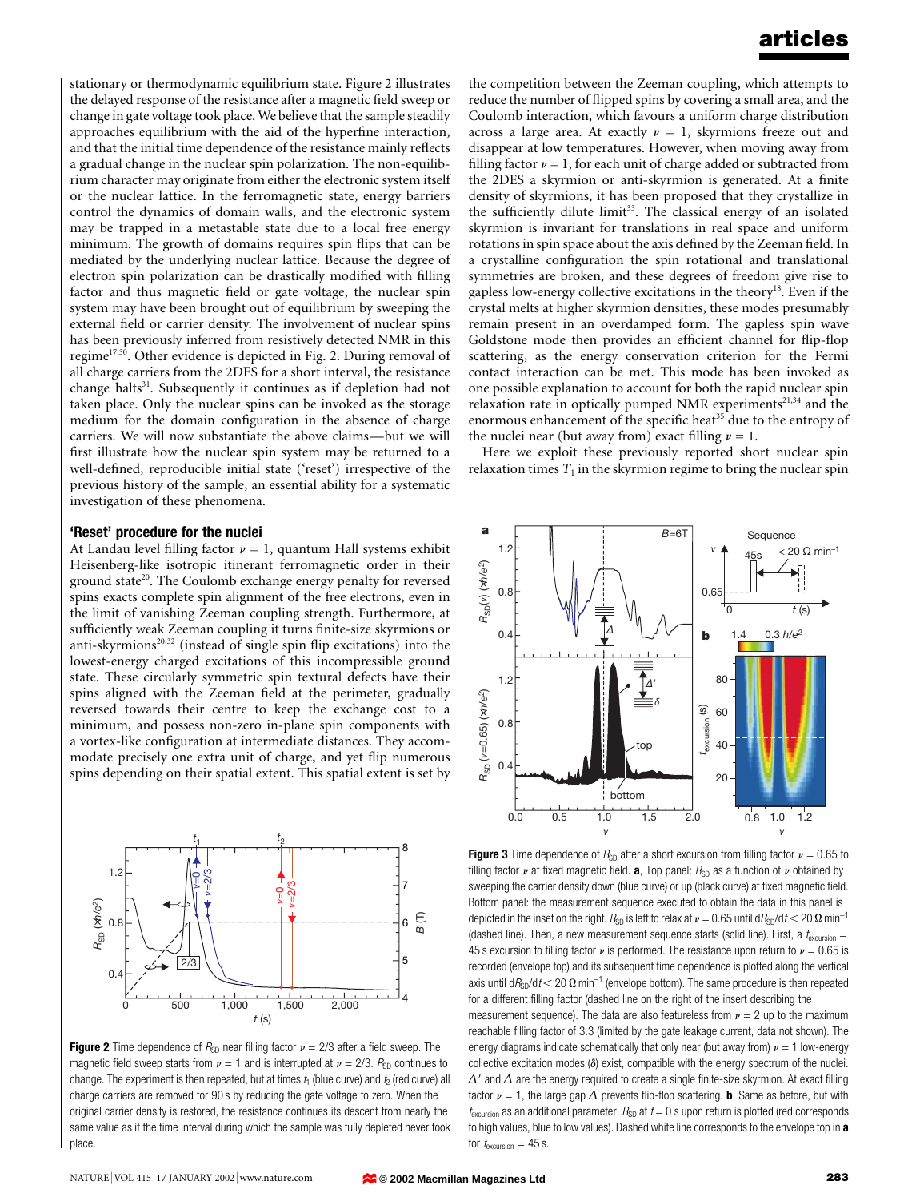stationary or thermodynamic equilibrium state. Figure 2 illustrates the delayed response of the resistance after a magnetic field sweep or change in gate voltage took place. We believe that the sample steadily approaches equilibrium with the aid of the hyperfine interaction, and that the initial time dependence of the resistance mainly reflects a gradual change in the nuclear spin polarization. The non-equilibrium character may originate from either the electronic system itself or the nuclear lattice. In the ferromagnetic state, energy barriers control the dynamics of domain walls, and the electronic system may be trapped in a metastable state due to a local free energy minimum. The growth of domains requires spin flips that can be mediated by the underlying nuclear lattice. Because the degree of electron spin polarization can be drastically modified with filling factor and thus magnetic field or gate voltage, the nuclear spin system may have been brought out of equilibrium by sweeping the external field or carrier density. The involvement of nuclear spins has been previously inferred from resistively detected NMR in this regime[17,30]. Other evidence is depicted in Fig. 2. During removal of all charge carriers from the 2DES for a short interval, the resistance change halts[31]. Subsequently it continues as if depletion had not taken place. Only the nuclear spins can be invoked as the storage medium for the domain configuration in the absence of charge carriers. We will now substantiate the above claims—but we will first illustrate how the nuclear spin system may be returned to a well-defined, reproducible initial state ('reset') irrespective of the previous history of the sample, an essential ability for a systematic investigation of these phenomena.

## 'Reset' procedure for the nuclei

At Landau level filling factor $\nu = 1$, quantum Hall systems exhibit Heisenberg-like isotropic itinerant ferromagnetic order in their ground state[20]. The Coulomb exchange energy penalty for reversed spins exacts complete spin alignment of the free electrons, even in the limit of vanishing Zeeman coupling strength. Furthermore, at sufficiently weak Zeeman coupling it turns finite-size skyrmions or anti-skyrmions[20,32] (instead of single spin flip excitations) into the lowest-energy charged excitations of this incompressible ground state. These circularly symmetric spin textural defects have their spins aligned with the Zeeman field at the perimeter, gradually reversed towards their centre to keep the exchange cost to a minimum, and possess non-zero in-plane spin components with a vortex-like configuration at intermediate distances. They accommodate precisely one extra unit of charge, and yet flip numerous spins depending on their spatial extent. This spatial extent is set by the competition between the Zeeman coupling, which attempts to reduce the number of flipped spins by covering a small area, and the Coulomb interaction, which favours a uniform charge distribution across a large area. At exactly $\nu = 1$, skyrmions freeze out and disappear at low temperatures. However, when moving away from filling factor $\nu = 1$, for each unit of charge added or subtracted from the 2DES a skyrmion or anti-skyrmion is generated. At a finite density of skyrmions, it has been proposed that they crystallize in the sufficiently dilute limit[33]. The classical energy of an isolated skyrmion is invariant for translations in real space and uniform rotations in spin space about the axis defined by the Zeeman field. In a crystalline configuration the spin rotational and translational symmetries are broken, and these degrees of freedom give rise to gapless low-energy collective excitations in the theory[18]. Even if the crystal melts at higher skyrmion densities, these modes presumably remain present in an overdamped form. The gapless spin wave Goldstone mode then provides an efficient channel for flip-flop scattering, as the energy conservation criterion for the Fermi contact interaction can be met. This mode has been invoked as one possible explanation to account for both the rapid nuclear spin relaxation rate in optically pumped NMR experiments[21,34] and the enormous enhancement of the specific heat[35] due to the entropy of the nuclei near (but away from) exact filling $\nu = 1$.

Here we exploit these previously reported short nuclear spin relaxation times $T_1$ in the skyrmion regime to bring the nuclear spin

**Figure 2** Time dependence of $R_{SD}$ near filling factor $\nu = 2/3$ after a field sweep. The magnetic field sweep starts from $\nu = 1$ and is interrupted at $\nu = 2/3$. $R_{SD}$ continues to change. The experiment is then repeated, but at times $t_1$ (blue curve) and $t_2$ (red curve) all charge carriers are removed for 90 s by reducing the gate voltage to zero. When the original carrier density is restored, the resistance continues its descent from nearly the same value as if the time interval during which the sample was fully depleted never took place.

**Figure 3** Time dependence of $R_{SD}$ after a short excursion from filling factor $\nu = 0.65$ to filling factor $\nu$ at fixed magnetic field. **a**, Top panel: $R_{SD}$ as a function of $\nu$ obtained by sweeping the carrier density down (blue curve) or up (black curve) at fixed magnetic field. Bottom panel: the measurement sequence executed to obtain the data in this panel is depicted in the inset on the right. $R_{SD}$ is left to relax at $\nu = 0.65$ until $dR_{SD}/dt < 20\ \Omega\ \mathrm{min}^{-1}$ (dashed line). Then, a new measurement sequence starts (solid line). First, a $t_{excursion} = 45$ s excursion to filling factor $\nu$ is performed. The resistance upon return to $\nu = 0.65$ is recorded (envelope top) and its subsequent time dependence is plotted along the vertical axis until $dR_{SD}/dt < 20\ \Omega\ \mathrm{min}^{-1}$ (envelope bottom). The same procedure is then repeated for a different filling factor (dashed line on the right of the insert describing the measurement sequence). The data are also featureless from $\nu = 2$ up to the maximum reachable filling factor of 3.3 (limited by the gate leakage current, data not shown). The energy diagrams indicate schematically that only near (but away from) $\nu = 1$ low-energy collective excitation modes ($\delta$) exist, compatible with the energy spectrum of the nuclei. $\Delta'$ and $\Delta$ are the energy required to create a single finite-size skyrmion. At exact filling factor $\nu = 1$, the large gap $\Delta$ prevents flip-flop scattering. **b**, Same as before, but with $t_{excursion}$ as an additional parameter. $R_{SD}$ at $t = 0$ s upon return is plotted (red corresponds to high values, blue to low values). Dashed white line corresponds to the envelope top in **a** for $t_{excursion} = 45$ s.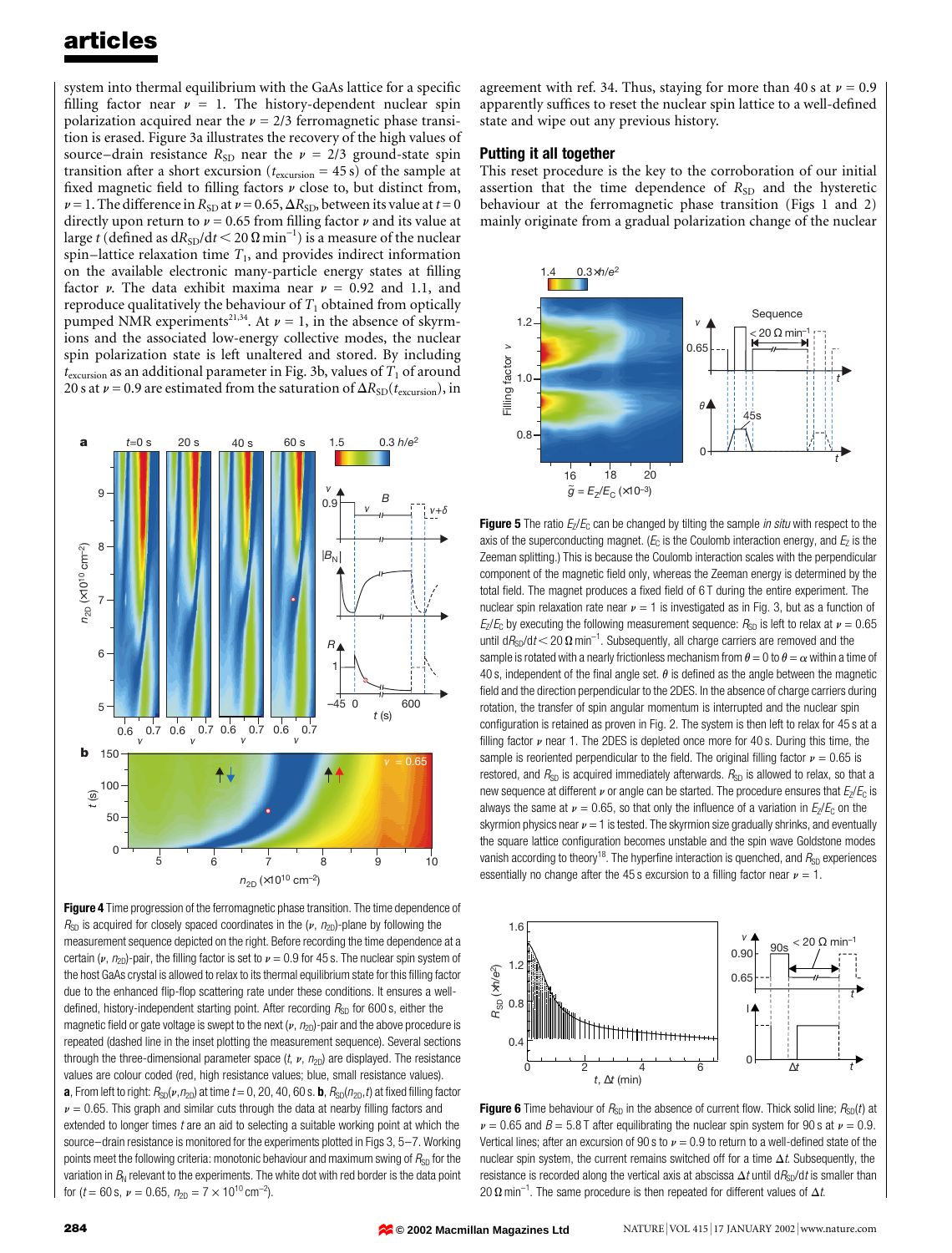system into thermal equilibrium with the GaAs lattice for a specific filling factor near $\nu = 1$. The history-dependent nuclear spin polarization acquired near the $\nu = 2/3$ ferromagnetic phase transition is erased. Figure 3a illustrates the recovery of the high values of source–drain resistance $R_{SD}$ near the $\nu = 2/3$ ground-state spin transition after a short excursion ($t_{excursion} = 45$ s) of the sample at fixed magnetic field to filling factors $\nu$ close to, but distinct from, $\nu = 1$. The difference in $R_{SD}$ at $\nu = 0.65$, $\Delta R_{SD}$, between its value at $t = 0$ directly upon return to $\nu = 0.65$ from filling factor $\nu$ and its value at large $t$ (defined as $dR_{SD}/dt < 20\,\Omega\,\text{min}^{-1}$) is a measure of the nuclear spin–lattice relaxation time $T_1$, and provides indirect information on the available electronic many-particle energy states at filling factor $\nu$. The data exhibit maxima near $\nu = 0.92$ and 1.1, and reproduce qualitatively the behaviour of $T_1$ obtained from optically pumped NMR experiments[21,34]. At $\nu = 1$, in the absence of skyrmions and the associated low-energy collective modes, the nuclear spin polarization state is left unaltered and stored. By including $t_{excursion}$ as an additional parameter in Fig. 3b, values of $T_1$ of around 20 s at $\nu = 0.9$ are estimated from the saturation of $\Delta R_{SD}(t_{excursion})$, in agreement with ref. 34. Thus, staying for more than 40 s at $\nu = 0.9$ apparently suffices to reset the nuclear spin lattice to a well-defined state and wipe out any previous history.

## Putting it all together

This reset procedure is the key to the corroboration of our initial assertion that the time dependence of $R_{SD}$ and the hysteretic behaviour at the ferromagnetic phase transition (Figs 1 and 2) mainly originate from a gradual polarization change of the nuclear

**Figure 4** Time progression of the ferromagnetic phase transition. The time dependence of $R_{SD}$ is acquired for closely spaced coordinates in the ($\nu$, $n_{2D}$)-plane by following the measurement sequence depicted on the right. Before recording the time dependence at a certain ($\nu$, $n_{2D}$)-pair, the filling factor is set to $\nu = 0.9$ for 45 s. The nuclear spin system of the host GaAs crystal is allowed to relax to its thermal equilibrium state for this filling factor due to the enhanced flip-flop scattering rate under these conditions. It ensures a well-defined, history-independent starting point. After recording $R_{SD}$ for 600 s, either the magnetic field or gate voltage is swept to the next ($\nu$, $n_{2D}$)-pair and the above procedure is repeated (dashed line in the inset plotting the measurement sequence). Several sections through the three-dimensional parameter space ($t$, $\nu$, $n_{2D}$) are displayed. The resistance values are colour coded (red, high resistance values; blue, small resistance values). **a**, From left to right: $R_{SD}(\nu,n_{2D})$ at time $t = 0$, 20, 40, 60 s. **b**, $R_{SD}(n_{2D},t)$ at fixed filling factor $\nu = 0.65$. This graph and similar cuts through the data at nearby filling factors and extended to longer times $t$ are an aid to selecting a suitable working point at which the source–drain resistance is monitored for the experiments plotted in Figs 3, 5–7. Working points meet the following criteria: monotonic behaviour and maximum swing of $R_{SD}$ for the variation in $B_N$ relevant to the experiments. The white dot with red border is the data point for ($t = 60$ s, $\nu = 0.65$, $n_{2D} = 7 \times 10^{10}$ cm$^{-2}$).

**Figure 5** The ratio $E_Z/E_C$ can be changed by tilting the sample *in situ* with respect to the axis of the superconducting magnet. ($E_C$ is the Coulomb interaction energy, and $E_Z$ is the Zeeman splitting.) This is because the Coulomb interaction scales with the perpendicular component of the magnetic field only, whereas the Zeeman energy is determined by the total field. The magnet produces a fixed field of 6 T during the entire experiment. The nuclear spin relaxation rate near $\nu = 1$ is investigated as in Fig. 3, but as a function of $E_Z/E_C$ by executing the following measurement sequence: $R_{SD}$ is left to relax at $\nu = 0.65$ until $dR_{SD}/dt < 20\,\Omega\,\text{min}^{-1}$. Subsequently, all charge carriers are removed and the sample is rotated with a nearly frictionless mechanism from $\theta = 0$ to $\theta = \alpha$ within a time of 40 s, independent of the final angle set. $\theta$ is defined as the angle between the magnetic field and the direction perpendicular to the 2DES. In the absence of charge carriers during rotation, the transfer of spin angular momentum is interrupted and the nuclear spin configuration is retained as proven in Fig. 2. The system is then left to relax for 45 s at a filling factor $\nu$ near 1. The 2DES is depleted once more for 40 s. During this time, the sample is reoriented perpendicular to the field. The original filling factor $\nu = 0.65$ is restored, and $R_{SD}$ is acquired immediately afterwards. $R_{SD}$ is allowed to relax, so that a new sequence at different $\nu$ or angle can be started. The procedure ensures that $E_Z/E_C$ is always the same at $\nu = 0.65$, so that only the influence of a variation in $E_Z/E_C$ on the skyrmion physics near $\nu = 1$ is tested. The skyrmion size gradually shrinks, and eventually the square lattice configuration becomes unstable and the spin wave Goldstone modes vanish according to theory[18]. The hyperfine interaction is quenched, and $R_{SD}$ experiences essentially no change after the 45 s excursion to a filling factor near $\nu = 1$.

**Figure 6** Time behaviour of $R_{SD}$ in the absence of current flow. Thick solid line; $R_{SD}(t)$ at $\nu = 0.65$ and $B = 5.8$ T after equilibrating the nuclear spin system for 90 s at $\nu = 0.9$. Vertical lines; after an excursion of 90 s to $\nu = 0.9$ to return to a well-defined state of the nuclear spin system, the current remains switched off for a time $\Delta t$. Subsequently, the resistance is recorded along the vertical axis at abscissa $\Delta t$ until $dR_{SD}/dt$ is smaller than $20\,\Omega\,\text{min}^{-1}$. The same procedure is then repeated for different values of $\Delta t$.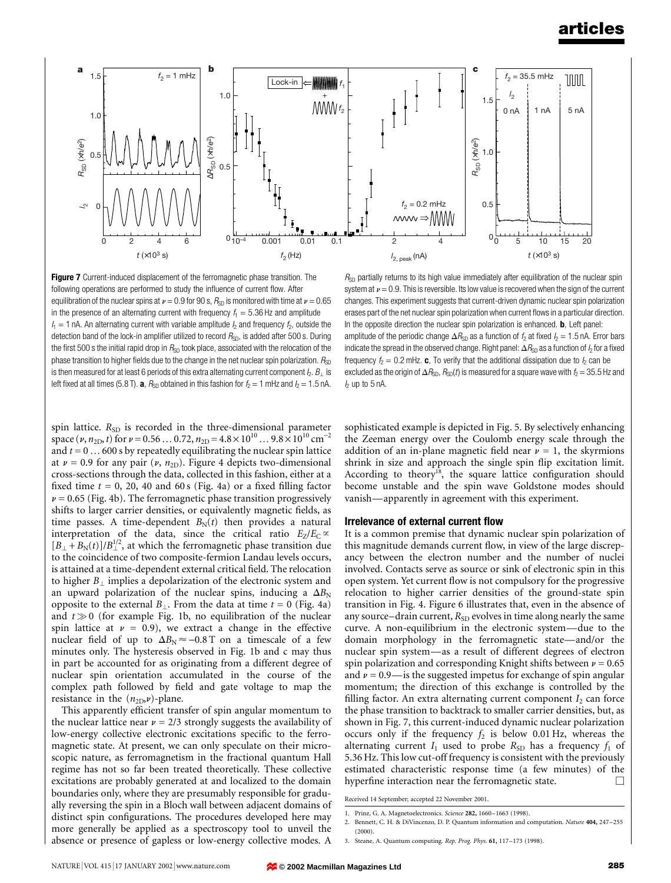**Figure 7** Current-induced displacement of the ferromagnetic phase transition. The following operations are performed to study the influence of current flow. After equilibration of the nuclear spins at $\nu = 0.9$ for 90 s, $R_{SD}$ is monitored with time at $\nu = 0.65$ in the presence of an alternating current with frequency $f_1 = 5.36$ Hz and amplitude $I_1 = 1$ nA. An alternating current with variable amplitude $I_2$ and frequency $f_2$, outside the detection band of the lock-in amplifier utilized to record $R_{SD}$, is added after 500 s. During the first 500 s the initial rapid drop in $R_{SD}$ took place, associated with the relocation of the phase transition to higher fields due to the change in the net nuclear spin polarization. $R_{SD}$ is then measured for at least 6 periods of this extra alternating current component $I_2$. $B_\perp$ is left fixed at all times (5.8 T). **a**, $R_{SD}$ obtained in this fashion for $f_2 = 1$ mHz and $I_2 = 1.5$ nA. $R_{SD}$ partially returns to its high value immediately after equilibration of the nuclear spin system at $\nu = 0.9$. This is reversible. Its low value is recovered when the sign of the current changes. This experiment suggests that current-driven dynamic nuclear spin polarization erases part of the net nuclear spin polarization when current flows in a particular direction. In the opposite direction the nuclear spin polarization is enhanced. **b**, Left panel: amplitude of the periodic change $\Delta R_{SD}$ as a function of $f_2$ at fixed $I_2 = 1.5$ nA. Error bars indicate the spread in the observed change. Right panel: $\Delta R_{SD}$ as a function of $I_2$ for a fixed frequency $f_2 = 0.2$ mHz. **c**, To verify that the additional dissipation due to $I_2$ can be excluded as the origin of $\Delta R_{SD}$, $R_{SD}(t)$ is measured for a square wave with $f_2 = 35.5$ Hz and $I_2$ up to 5 nA.

spin lattice. $R_{SD}$ is recorded in the three-dimensional parameter space $(\nu, n_{2D}, t)$ for $\nu = 0.56 \ldots 0.72$, $n_{2D} = 4.8 \times 10^{10} \ldots 9.8 \times 10^{10}\,\mathrm{cm}^{-2}$ and $t = 0 \ldots 600$ s by repeatedly equilibrating the nuclear spin lattice at $\nu = 0.9$ for any pair $(\nu, n_{2D})$. Figure 4 depicts two-dimensional cross-sections through the data, collected in this fashion, either at a fixed time $t = 0$, 20, 40 and 60 s (Fig. 4a) or a fixed filling factor $\nu = 0.65$ (Fig. 4b). The ferromagnetic phase transition progressively shifts to larger carrier densities, or equivalently magnetic fields, as time passes. A time-dependent $B_N(t)$ then provides a natural interpretation of the data, since the critical ratio $E_Z/E_C \propto [B_\perp + B_N(t)]/B_\perp^{1/2}$, at which the ferromagnetic phase transition due to the coincidence of two composite-fermion Landau levels occurs, is attained at a time-dependent external critical field. The relocation to higher $B_\perp$ implies a depolarization of the electronic system and an upward polarization of the nuclear spins, inducing a $\Delta B_N$ opposite to the external $B_\perp$. From the data at time $t = 0$ (Fig. 4a) and $t \gg 0$ (for example Fig. 1b, no equilibration of the nuclear spin lattice at $\nu = 0.9$), we extract a change in the effective nuclear field of up to $\Delta B_N \approx -0.8$ T on a timescale of a few minutes only. The hysteresis observed in Fig. 1b and c may thus in part be accounted for as originating from a different degree of nuclear spin orientation accumulated in the course of the complex path followed by field and gate voltage to map the resistance in the $(n_{2D}, \nu)$-plane.

This apparently efficient transfer of spin angular momentum to the nuclear lattice near $\nu = 2/3$ strongly suggests the availability of low-energy collective electronic excitations specific to the ferromagnetic state. At present, we can only speculate on their microscopic nature, as ferromagnetism in the fractional quantum Hall regime has not so far been treated theoretically. These collective excitations are probably generated at and localized to the domain boundaries only, where they are presumably responsible for gradually reversing the spin in a Bloch wall between adjacent domains of distinct spin configurations. The procedures developed here may more generally be applied as a spectroscopy tool to unveil the absence or presence of gapless or low-energy collective modes. A sophisticated example is depicted in Fig. 5. By selectively enhancing the Zeeman energy over the Coulomb energy scale through the addition of an in-plane magnetic field near $\nu = 1$, the skyrmions shrink in size and approach the single spin flip excitation limit. According to theory[18], the square lattice configuration should become unstable and the spin wave Goldstone modes should vanish—apparently in agreement with this experiment.

### Irrelevance of external current flow

It is a common premise that dynamic nuclear spin polarization of this magnitude demands current flow, in view of the large discrepancy between the electron number and the number of nuclei involved. Contacts serve as source or sink of electronic spin in this open system. Yet current flow is not compulsory for the progressive relocation to higher carrier densities of the ground-state spin transition in Fig. 4. Figure 6 illustrates that, even in the absence of any source–drain current, $R_{SD}$ evolves in time along nearly the same curve. A non-equilibrium in the electronic system—due to the domain morphology in the ferromagnetic state—and/or the nuclear spin system—as a result of different degrees of electron spin polarization and corresponding Knight shifts between $\nu = 0.65$ and $\nu = 0.9$—is the suggested impetus for exchange of spin angular momentum; the direction of this exchange is controlled by the filling factor. An extra alternating current component $I_2$ can force the phase transition to backtrack to smaller carrier densities, but, as shown in Fig. 7, this current-induced dynamic nuclear polarization occurs only if the frequency $f_2$ is below 0.01 Hz, whereas the alternating current $I_1$ used to probe $R_{SD}$ has a frequency $f_1$ of 5.36 Hz. This low cut-off frequency is consistent with the previously estimated characteristic response time (a few minutes) of the hyperfine interaction near the ferromagnetic state. □

Received 14 September; accepted 22 November 2001.

1. Prinz, G. A. Magnetoelectronics. *Science* **282,** 1660–1663 (1998).
2. Bennett, C. H. & DiVincenzo, D. P. Quantum information and computation. *Nature* **404,** 247–255 (2000).
3. Steane, A. Quantum computing. *Rep. Prog. Phys.* **61,** 117–173 (1998).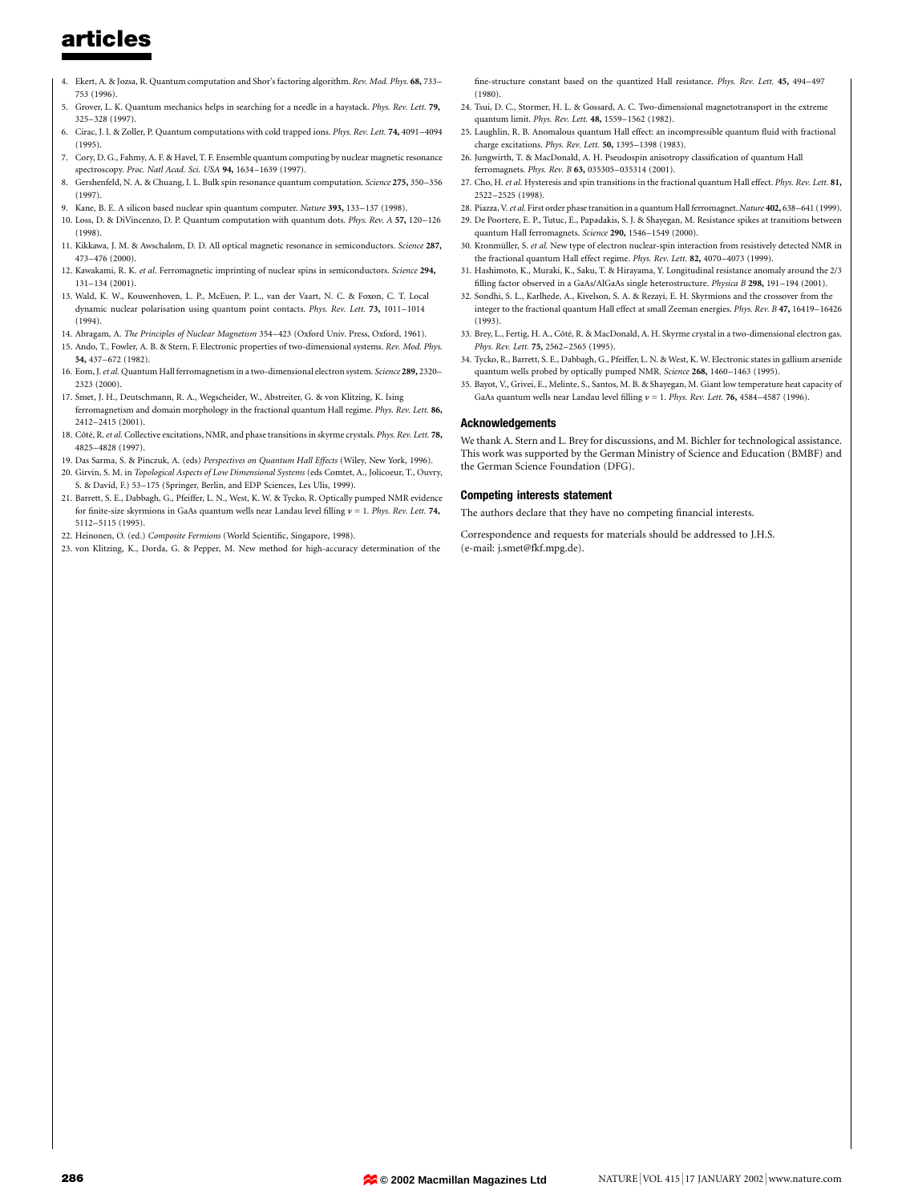4. Ekert, A. & Jozsa, R. Quantum computation and Shor's factoring algorithm. *Rev. Mod. Phys.* **68,** 733–753 (1996).
5. Grover, L. K. Quantum mechanics helps in searching for a needle in a haystack. *Phys. Rev. Lett.* **79,** 325–328 (1997).
6. Cirac, J. I. & Zoller, P. Quantum computations with cold trapped ions. *Phys. Rev. Lett.* **74,** 4091–4094 (1995).
7. Cory, D. G., Fahmy, A. F. & Havel, T. F. Ensemble quantum computing by nuclear magnetic resonance spectroscopy. *Proc. Natl Acad. Sci. USA* **94,** 1634–1639 (1997).
8. Gershenfeld, N. A. & Chuang, I. L. Bulk spin resonance quantum computation. *Science* **275,** 350–356 (1997).
9. Kane, B. E. A silicon based nuclear spin quantum computer. *Nature* **393,** 133–137 (1998).
10. Loss, D. & DiVincenzo, D. P. Quantum computation with quantum dots. *Phys. Rev. A* **57,** 120–126 (1998).
11. Kikkawa, J. M. & Awschalom, D. D. All optical magnetic resonance in semiconductors. *Science* **287,** 473–476 (2000).
12. Kawakami, R. K. *et al*. Ferromagnetic imprinting of nuclear spins in semiconductors. *Science* **294,** 131–134 (2001).
13. Wald, K. W., Kouwenhoven, L. P., McEuen, P. L., van der Vaart, N. C. & Foxon, C. T. Local dynamic nuclear polarisation using quantum point contacts. *Phys. Rev. Lett.* **73,** 1011–1014 (1994).
14. Abragam, A. *The Principles of Nuclear Magnetism* 354–423 (Oxford Univ. Press, Oxford, 1961).
15. Ando, T., Fowler, A. B. & Stern, F. Electronic properties of two-dimensional systems. *Rev. Mod. Phys.* **54,** 437–672 (1982).
16. Eom, J. *et al.* Quantum Hall ferromagnetism in a two-dimensional electron system. *Science* **289,** 2320–2323 (2000).
17. Smet, J. H., Deutschmann, R. A., Wegscheider, W., Abstreiter, G. & von Klitzing, K. Ising ferromagnetism and domain morphology in the fractional quantum Hall regime. *Phys. Rev. Lett.* **86,** 2412–2415 (2001).
18. Côté, R. *et al.* Collective excitations, NMR, and phase transitions in skyrme crystals. *Phys. Rev. Lett.* **78,** 4825–4828 (1997).
19. Das Sarma, S. & Pinczuk, A. (eds) *Perspectives on Quantum Hall Effects* (Wiley, New York, 1996).
20. Girvin, S. M. in *Topological Aspects of Low Dimensional Systems* (eds Comtet, A., Jolicoeur, T., Ouvry, S. & David, F.) 53–175 (Springer, Berlin, and EDP Sciences, Les Ulis, 1999).
21. Barrett, S. E., Dabbagh, G., Pfeiffer, L. N., West, K. W. & Tycko, R. Optically pumped NMR evidence for finite-size skyrmions in GaAs quantum wells near Landau level filling $\nu = 1$. *Phys. Rev. Lett.* **74,** 5112–5115 (1995).
22. Heinonen, O. (ed.) *Composite Fermions* (World Scientific, Singapore, 1998).
23. von Klitzing, K., Dorda, G. & Pepper, M. New method for high-accuracy determination of the fine-structure constant based on the quantized Hall resistance. *Phys. Rev. Lett.* **45,** 494–497 (1980).
24. Tsui, D. C., Stormer, H. L. & Gossard, A. C. Two-dimensional magnetotransport in the extreme quantum limit. *Phys. Rev. Lett.* **48,** 1559–1562 (1982).
25. Laughlin, R. B. Anomalous quantum Hall effect: an incompressible quantum fluid with fractional charge excitations. *Phys. Rev. Lett.* **50,** 1395–1398 (1983).
26. Jungwirth, T. & MacDonald, A. H. Pseudospin anisotropy classification of quantum Hall ferromagnets. *Phys. Rev. B* **63,** 035305–035314 (2001).
27. Cho, H. *et al.* Hysteresis and spin transitions in the fractional quantum Hall effect. *Phys. Rev. Lett.* **81,** 2522–2525 (1998).
28. Piazza, V. *et al.* First order phase transition in a quantum Hall ferromagnet. *Nature* **402,** 638–641 (1999).
29. De Poortere, E. P., Tutuc, E., Papadakis, S. J. & Shayegan, M. Resistance spikes at transitions between quantum Hall ferromagnets. *Science* **290,** 1546–1549 (2000).
30. Kronmüller, S. *et al.* New type of electron nuclear-spin interaction from resistively detected NMR in the fractional quantum Hall effect regime. *Phys. Rev. Lett.* **82,** 4070–4073 (1999).
31. Hashimoto, K., Muraki, K., Saku, T. & Hirayama, Y. Longitudinal resistance anomaly around the 2/3 filling factor observed in a GaAs/AlGaAs single heterostructure. *Physica B* **298,** 191–194 (2001).
32. Sondhi, S. L., Karlhede, A., Kivelson, S. A. & Rezayi, E. H. Skyrmions and the crossover from the integer to the fractional quantum Hall effect at small Zeeman energies. *Phys. Rev. B* **47,** 16419–16426 (1993).
33. Brey, L., Fertig, H. A., Côté, R. & MacDonald, A. H. Skyrme crystal in a two-dimensional electron gas. *Phys. Rev. Lett.* **75,** 2562–2565 (1995).
34. Tycko, R., Barrett, S. E., Dabbagh, G., Pfeiffer, L. N. & West, K. W. Electronic states in gallium arsenide quantum wells probed by optically pumped NMR. *Science* **268,** 1460–1463 (1995).
35. Bayot, V., Grivei, E., Melinte, S., Santos, M. B. & Shayegan, M. Giant low temperature heat capacity of GaAs quantum wells near Landau level filling $\nu = 1$. *Phys. Rev. Lett.* **76,** 4584–4587 (1996).

### Acknowledgements

We thank A. Stern and L. Brey for discussions, and M. Bichler for technological assistance. This work was supported by the German Ministry of Science and Education (BMBF) and the German Science Foundation (DFG).

### Competing interests statement

The authors declare that they have no competing financial interests.

Correspondence and requests for materials should be addressed to J.H.S. (e-mail: j.smet@fkf.mpg.de).